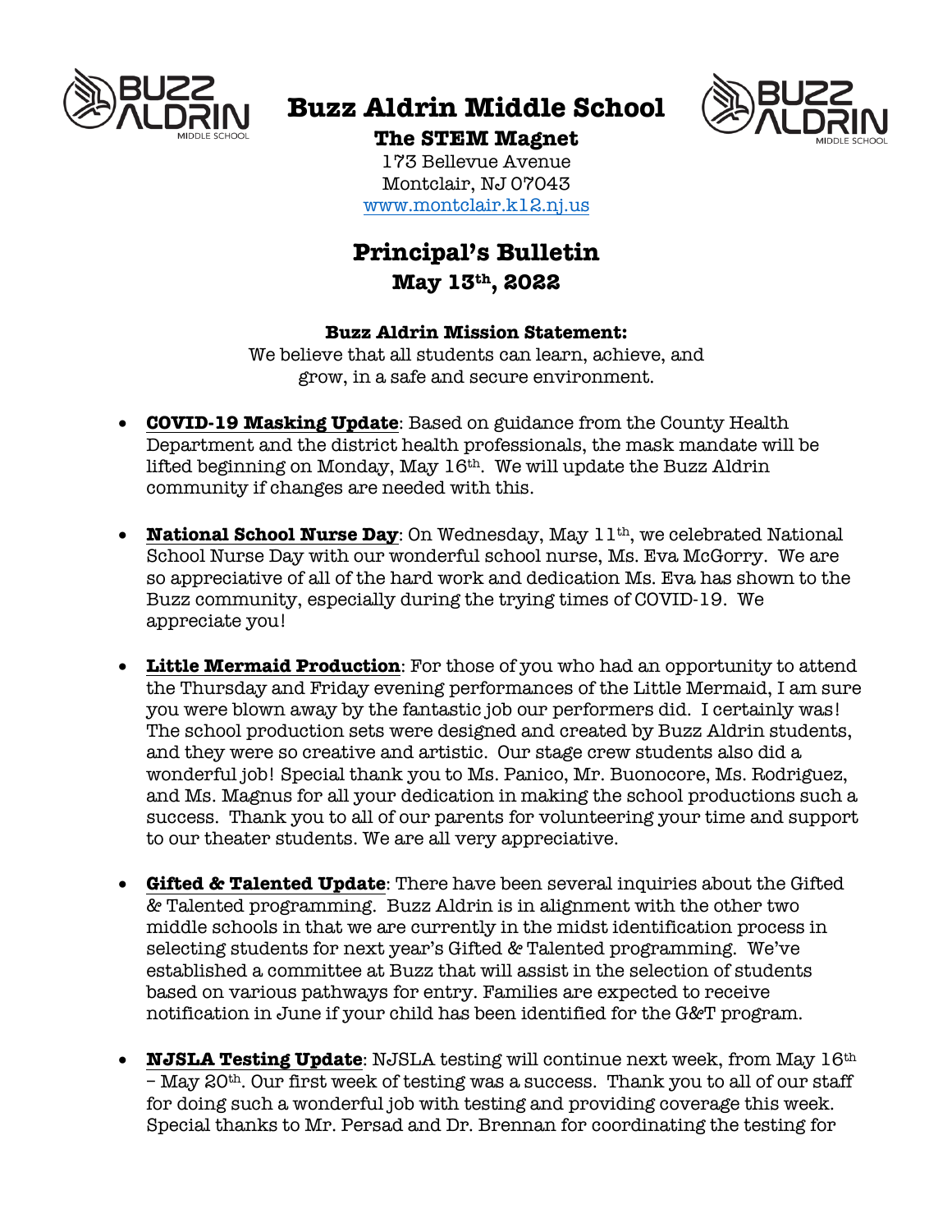# Buzz Aldrin Middle School

**The STEM Magnet**

173 Bellevue Avenue
Montclair, NJ 07043
www.montclair.k12.nj.us

## Principal's Bulletin

**May 13th, 2022**

**Buzz Aldrin Mission Statement:**

We believe that all students can learn, achieve, and grow, in a safe and secure environment.

- **COVID-19 Masking Update**: Based on guidance from the County Health Department and the district health professionals, the mask mandate will be lifted beginning on Monday, May 16th. We will update the Buzz Aldrin community if changes are needed with this.

- **National School Nurse Day**: On Wednesday, May 11th, we celebrated National School Nurse Day with our wonderful school nurse, Ms. Eva McGorry. We are so appreciative of all of the hard work and dedication Ms. Eva has shown to the Buzz community, especially during the trying times of COVID-19. We appreciate you!

- **Little Mermaid Production**: For those of you who had an opportunity to attend the Thursday and Friday evening performances of the Little Mermaid, I am sure you were blown away by the fantastic job our performers did. I certainly was! The school production sets were designed and created by Buzz Aldrin students, and they were so creative and artistic. Our stage crew students also did a wonderful job! Special thank you to Ms. Panico, Mr. Buonocore, Ms. Rodriguez, and Ms. Magnus for all your dedication in making the school productions such a success. Thank you to all of our parents for volunteering your time and support to our theater students. We are all very appreciative.

- **Gifted & Talented Update**: There have been several inquiries about the Gifted & Talented programming. Buzz Aldrin is in alignment with the other two middle schools in that we are currently in the midst identification process in selecting students for next year's Gifted & Talented programming. We've established a committee at Buzz that will assist in the selection of students based on various pathways for entry. Families are expected to receive notification in June if your child has been identified for the G&T program.

- **NJSLA Testing Update**: NJSLA testing will continue next week, from May 16th – May 20th. Our first week of testing was a success. Thank you to all of our staff for doing such a wonderful job with testing and providing coverage this week. Special thanks to Mr. Persad and Dr. Brennan for coordinating the testing for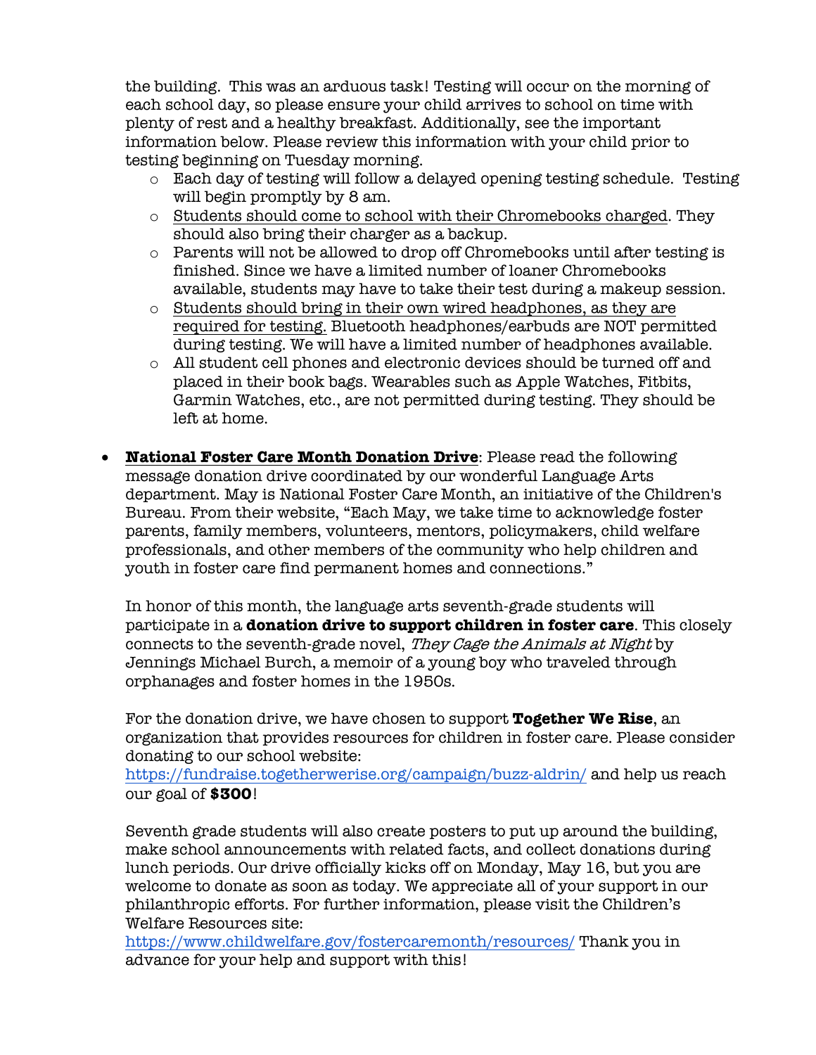the building. This was an arduous task! Testing will occur on the morning of each school day, so please ensure your child arrives to school on time with plenty of rest and a healthy breakfast. Additionally, see the important information below. Please review this information with your child prior to testing beginning on Tuesday morning.

- Each day of testing will follow a delayed opening testing schedule. Testing will begin promptly by 8 am.
- Students should come to school with their Chromebooks charged. They should also bring their charger as a backup.
- Parents will not be allowed to drop off Chromebooks until after testing is finished. Since we have a limited number of loaner Chromebooks available, students may have to take their test during a makeup session.
- Students should bring in their own wired headphones, as they are required for testing. Bluetooth headphones/earbuds are NOT permitted during testing. We will have a limited number of headphones available.
- All student cell phones and electronic devices should be turned off and placed in their book bags. Wearables such as Apple Watches, Fitbits, Garmin Watches, etc., are not permitted during testing. They should be left at home.

- **National Foster Care Month Donation Drive**: Please read the following message donation drive coordinated by our wonderful Language Arts department. May is National Foster Care Month, an initiative of the Children's Bureau. From their website, "Each May, we take time to acknowledge foster parents, family members, volunteers, mentors, policymakers, child welfare professionals, and other members of the community who help children and youth in foster care find permanent homes and connections."

  In honor of this month, the language arts seventh-grade students will participate in a **donation drive to support children in foster care**. This closely connects to the seventh-grade novel, *They Cage the Animals at Night* by Jennings Michael Burch, a memoir of a young boy who traveled through orphanages and foster homes in the 1950s.

  For the donation drive, we have chosen to support **Together We Rise**, an organization that provides resources for children in foster care. Please consider donating to our school website: https://fundraise.togetherwerise.org/campaign/buzz-aldrin/ and help us reach our goal of **$300**!

  Seventh grade students will also create posters to put up around the building, make school announcements with related facts, and collect donations during lunch periods. Our drive officially kicks off on Monday, May 16, but you are welcome to donate as soon as today. We appreciate all of your support in our philanthropic efforts. For further information, please visit the Children's Welfare Resources site: https://www.childwelfare.gov/fostercaremonth/resources/ Thank you in advance for your help and support with this!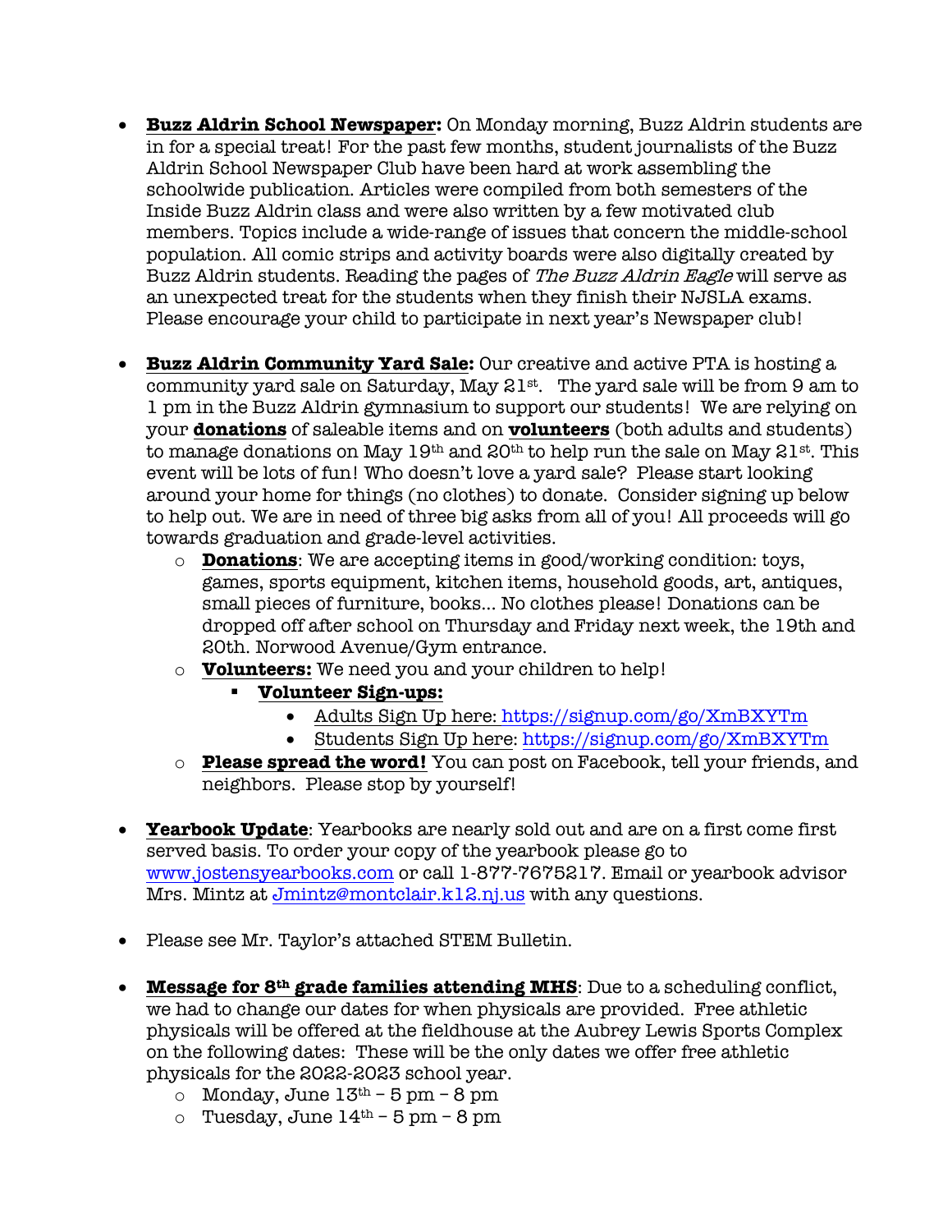- **Buzz Aldrin School Newspaper:** On Monday morning, Buzz Aldrin students are in for a special treat! For the past few months, student journalists of the Buzz Aldrin School Newspaper Club have been hard at work assembling the schoolwide publication. Articles were compiled from both semesters of the Inside Buzz Aldrin class and were also written by a few motivated club members. Topics include a wide-range of issues that concern the middle-school population. All comic strips and activity boards were also digitally created by Buzz Aldrin students. Reading the pages of *The Buzz Aldrin Eagle* will serve as an unexpected treat for the students when they finish their NJSLA exams. Please encourage your child to participate in next year's Newspaper club!

- **Buzz Aldrin Community Yard Sale:** Our creative and active PTA is hosting a community yard sale on Saturday, May 21st. The yard sale will be from 9 am to 1 pm in the Buzz Aldrin gymnasium to support our students! We are relying on your **donations** of saleable items and on **volunteers** (both adults and students) to manage donations on May 19th and 20th to help run the sale on May 21st. This event will be lots of fun! Who doesn't love a yard sale? Please start looking around your home for things (no clothes) to donate. Consider signing up below to help out. We are in need of three big asks from all of you! All proceeds will go towards graduation and grade-level activities.
  - **Donations**: We are accepting items in good/working condition: toys, games, sports equipment, kitchen items, household goods, art, antiques, small pieces of furniture, books... No clothes please! Donations can be dropped off after school on Thursday and Friday next week, the 19th and 20th. Norwood Avenue/Gym entrance.
  - **Volunteers:** We need you and your children to help!
    - **Volunteer Sign-ups:**
      - Adults Sign Up here: https://signup.com/go/XmBXYTm
      - Students Sign Up here: https://signup.com/go/XmBXYTm
  - **Please spread the word!** You can post on Facebook, tell your friends, and neighbors. Please stop by yourself!

- **Yearbook Update**: Yearbooks are nearly sold out and are on a first come first served basis. To order your copy of the yearbook please go to www.jostensyearbooks.com or call 1-877-7675217. Email or yearbook advisor Mrs. Mintz at Jmintz@montclair.k12.nj.us with any questions.

- Please see Mr. Taylor's attached STEM Bulletin.

- **Message for 8th grade families attending MHS**: Due to a scheduling conflict, we had to change our dates for when physicals are provided. Free athletic physicals will be offered at the fieldhouse at the Aubrey Lewis Sports Complex on the following dates: These will be the only dates we offer free athletic physicals for the 2022-2023 school year.
  - Monday, June 13th – 5 pm – 8 pm
  - Tuesday, June 14th – 5 pm – 8 pm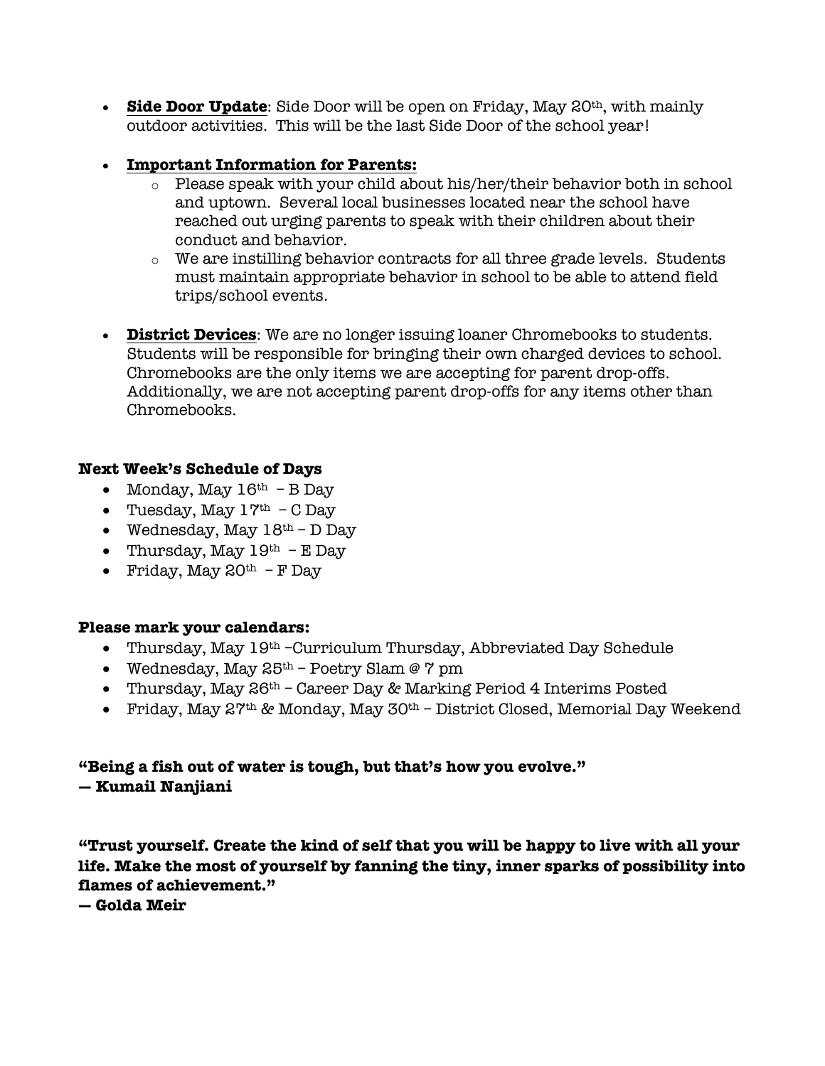- **Side Door Update**: Side Door will be open on Friday, May 20th, with mainly outdoor activities. This will be the last Side Door of the school year!

- **Important Information for Parents:**
  - Please speak with your child about his/her/their behavior both in school and uptown. Several local businesses located near the school have reached out urging parents to speak with their children about their conduct and behavior.
  - We are instilling behavior contracts for all three grade levels. Students must maintain appropriate behavior in school to be able to attend field trips/school events.

- **District Devices**: We are no longer issuing loaner Chromebooks to students. Students will be responsible for bringing their own charged devices to school. Chromebooks are the only items we are accepting for parent drop-offs. Additionally, we are not accepting parent drop-offs for any items other than Chromebooks.

**Next Week's Schedule of Days**

- Monday, May 16th – B Day
- Tuesday, May 17th – C Day
- Wednesday, May 18th – D Day
- Thursday, May 19th – E Day
- Friday, May 20th – F Day

**Please mark your calendars:**

- Thursday, May 19th –Curriculum Thursday, Abbreviated Day Schedule
- Wednesday, May 25th – Poetry Slam @ 7 pm
- Thursday, May 26th – Career Day & Marking Period 4 Interims Posted
- Friday, May 27th & Monday, May 30th – District Closed, Memorial Day Weekend

**"Being a fish out of water is tough, but that's how you evolve."**
**― Kumail Nanjiani**

**"Trust yourself. Create the kind of self that you will be happy to live with all your life. Make the most of yourself by fanning the tiny, inner sparks of possibility into flames of achievement."**
**― Golda Meir**